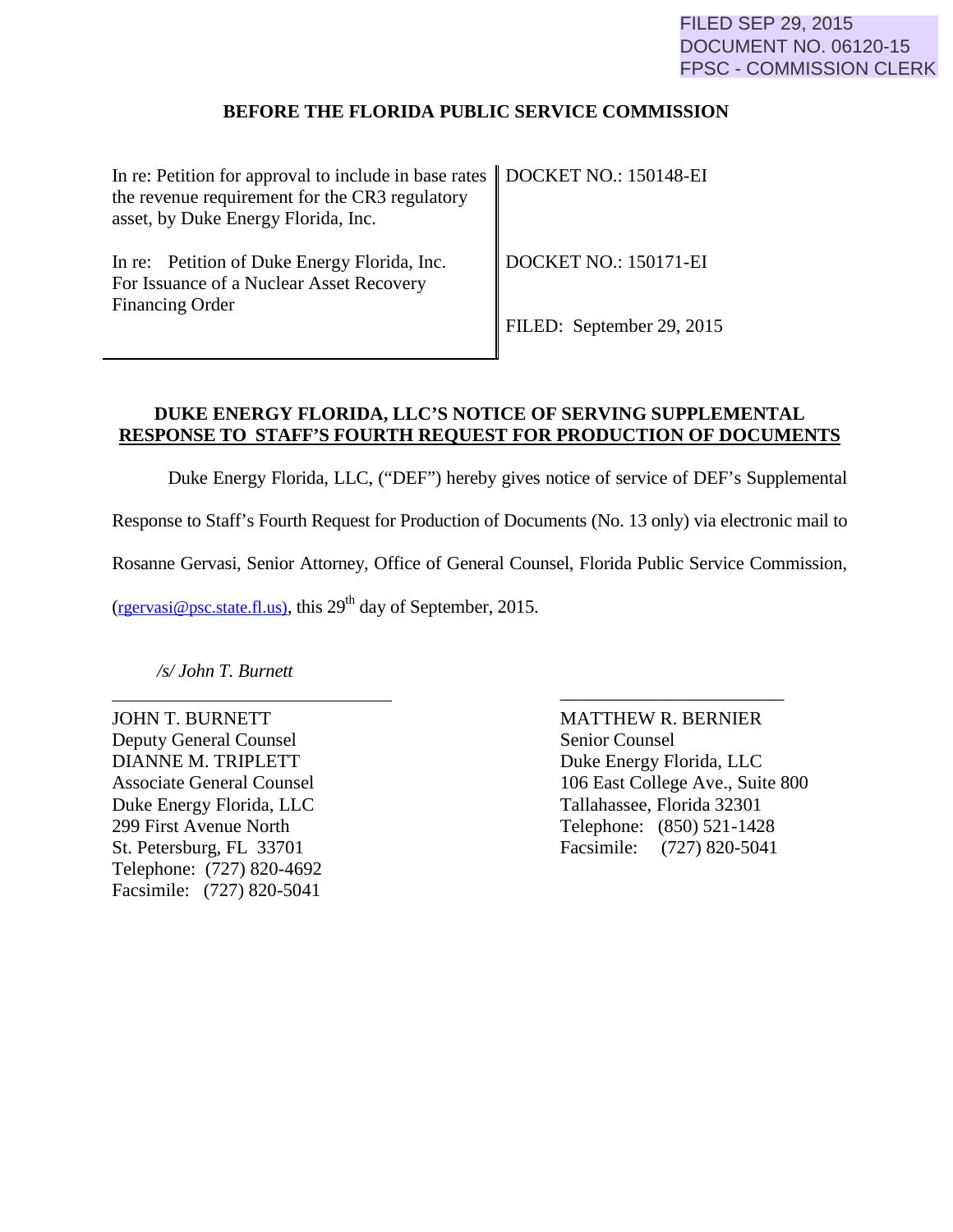FILED SEP 29, 2015
DOCUMENT NO. 06120-15
FPSC - COMMISSION CLERK

**BEFORE THE FLORIDA PUBLIC SERVICE COMMISSION**

| | |
|---|---|
| In re: Petition for approval to include in base rates the revenue requirement for the CR3 regulatory asset, by Duke Energy Florida, Inc. | DOCKET NO.: 150148-EI |
| In re: Petition of Duke Energy Florida, Inc. For Issuance of a Nuclear Asset Recovery Financing Order | DOCKET NO.: 150171-EI<br><br>FILED: September 29, 2015 |

**DUKE ENERGY FLORIDA, LLC'S NOTICE OF SERVING SUPPLEMENTAL RESPONSE TO STAFF'S FOURTH REQUEST FOR PRODUCTION OF DOCUMENTS**

Duke Energy Florida, LLC, ("DEF") hereby gives notice of service of DEF's Supplemental Response to Staff's Fourth Request for Production of Documents (No. 13 only) via electronic mail to Rosanne Gervasi, Senior Attorney, Office of General Counsel, Florida Public Service Commission, (rgervasi@psc.state.fl.us), this 29th day of September, 2015.

*/s/ John T. Burnett*
\_\_\_\_\_\_\_\_\_\_\_\_\_\_\_\_\_\_\_\_\_\_\_\_\_\_\_\_\_\_
JOHN T. BURNETT
Deputy General Counsel
DIANNE M. TRIPLETT
Associate General Counsel
Duke Energy Florida, LLC
299 First Avenue North
St. Petersburg, FL 33701
Telephone: (727) 820-4692
Facsimile: (727) 820-5041

\_\_\_\_\_\_\_\_\_\_\_\_\_\_\_\_\_\_\_\_\_\_\_\_\_\_\_\_\_\_
MATTHEW R. BERNIER
Senior Counsel
Duke Energy Florida, LLC
106 East College Ave., Suite 800
Tallahassee, Florida 32301
Telephone: (850) 521-1428
Facsimile: (727) 820-5041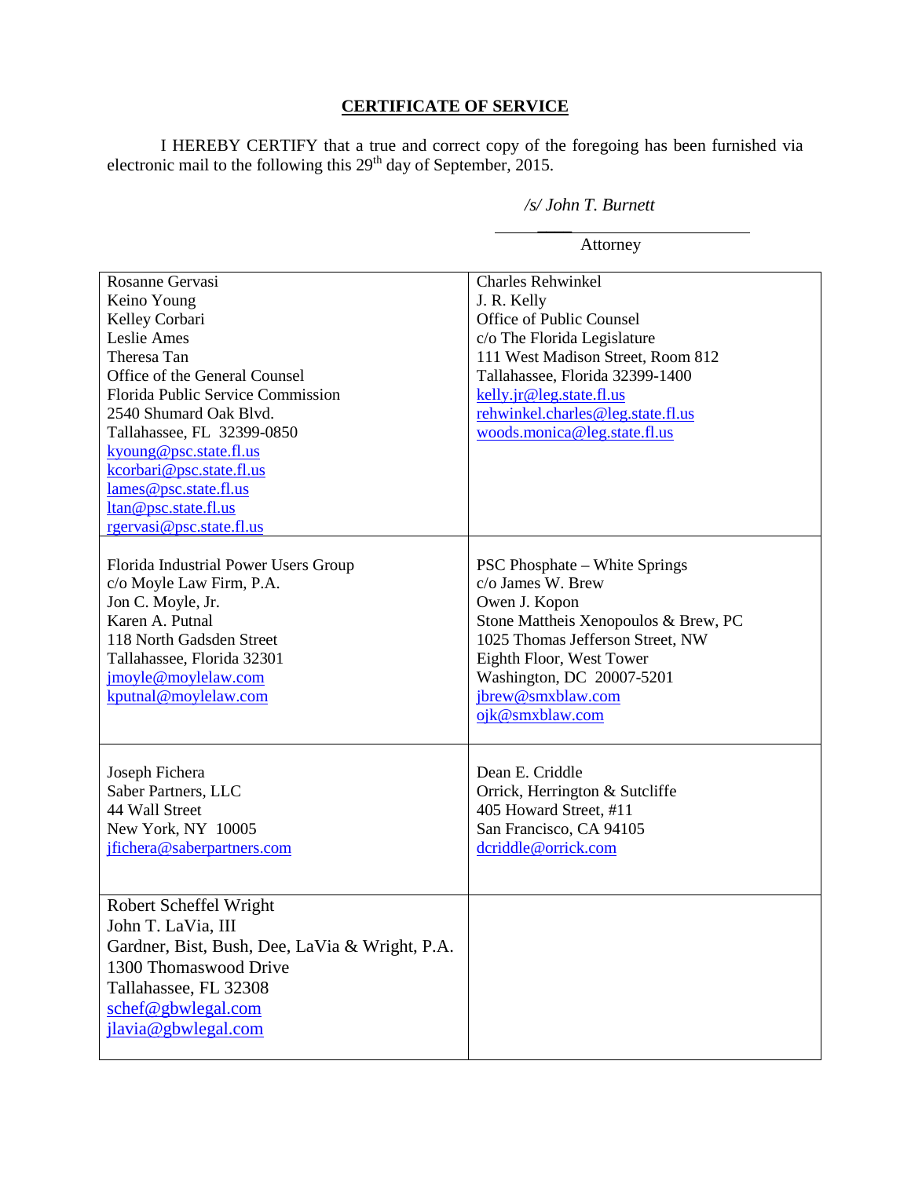# CERTIFICATE OF SERVICE

I HEREBY CERTIFY that a true and correct copy of the foregoing has been furnished via electronic mail to the following this 29th day of September, 2015.

*/s/ John T. Burnett*

Attorney

| | |
|---|---|
| Rosanne Gervasi<br>Keino Young<br>Kelley Corbari<br>Leslie Ames<br>Theresa Tan<br>Office of the General Counsel<br>Florida Public Service Commission<br>2540 Shumard Oak Blvd.<br>Tallahassee, FL 32399-0850<br>kyoung@psc.state.fl.us<br>kcorbari@psc.state.fl.us<br>lames@psc.state.fl.us<br>ltan@psc.state.fl.us<br>rgervasi@psc.state.fl.us | Charles Rehwinkel<br>J. R. Kelly<br>Office of Public Counsel<br>c/o The Florida Legislature<br>111 West Madison Street, Room 812<br>Tallahassee, Florida 32399-1400<br>kelly.jr@leg.state.fl.us<br>rehwinkel.charles@leg.state.fl.us<br>woods.monica@leg.state.fl.us |
| Florida Industrial Power Users Group<br>c/o Moyle Law Firm, P.A.<br>Jon C. Moyle, Jr.<br>Karen A. Putnal<br>118 North Gadsden Street<br>Tallahassee, Florida 32301<br>jmoyle@moylelaw.com<br>kputnal@moylelaw.com | PSC Phosphate – White Springs<br>c/o James W. Brew<br>Owen J. Kopon<br>Stone Mattheis Xenopoulos & Brew, PC<br>1025 Thomas Jefferson Street, NW<br>Eighth Floor, West Tower<br>Washington, DC 20007-5201<br>jbrew@smxblaw.com<br>ojk@smxblaw.com |
| Joseph Fichera<br>Saber Partners, LLC<br>44 Wall Street<br>New York, NY 10005<br>jfichera@saberpartners.com | Dean E. Criddle<br>Orrick, Herrington & Sutcliffe<br>405 Howard Street, #11<br>San Francisco, CA 94105<br>dcriddle@orrick.com |
| Robert Scheffel Wright<br>John T. LaVia, III<br>Gardner, Bist, Bush, Dee, LaVia & Wright, P.A.<br>1300 Thomaswood Drive<br>Tallahassee, FL 32308<br>schef@gbwlegal.com<br>jlavia@gbwlegal.com | |